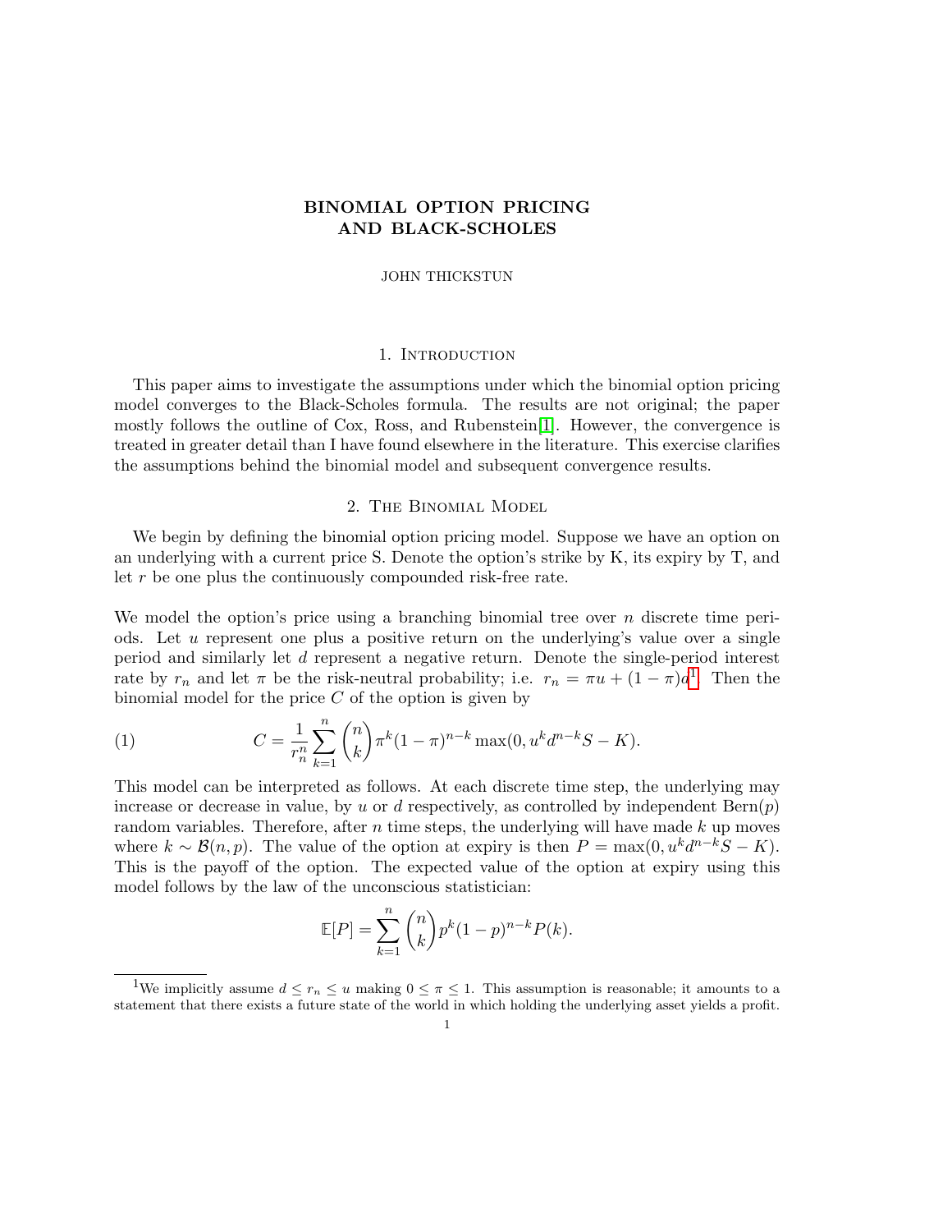# BINOMIAL OPTION PRICING AND BLACK-SCHOLES

JOHN THICKSTUN

## 1. Introduction

This paper aims to investigate the assumptions under which the binomial option pricing model converges to the Black-Scholes formula. The results are not original; the paper mostly follows the outline of Cox, Ross, and Rubenstein[1]. However, the convergence is treated in greater detail than I have found elsewhere in the literature. This exercise clarifies the assumptions behind the binomial model and subsequent convergence results.

## 2. The Binomial Model

We begin by defining the binomial option pricing model. Suppose we have an option on an underlying with a current price S. Denote the option's strike by K, its expiry by T, and let $r$ be one plus the continuously compounded risk-free rate.

We model the option's price using a branching binomial tree over $n$ discrete time periods. Let $u$ represent one plus a positive return on the underlying's value over a single period and similarly let $d$ represent a negative return. Denote the single-period interest rate by $r_n$ and let $\pi$ be the risk-neutral probability; i.e. $r_n = \pi u + (1-\pi)d$[1]. Then the binomial model for the price $C$ of the option is given by

$$C = \frac{1}{r_n^n} \sum_{k=1}^{n} \binom{n}{k} \pi^k (1-\pi)^{n-k} \max(0, u^k d^{n-k} S - K). \tag{1}$$

This model can be interpreted as follows. At each discrete time step, the underlying may increase or decrease in value, by $u$ or $d$ respectively, as controlled by independent Bern($p$) random variables. Therefore, after $n$ time steps, the underlying will have made $k$ up moves where $k \sim \mathcal{B}(n, p)$. The value of the option at expiry is then $P = \max(0, u^k d^{n-k} S - K)$. This is the payoff of the option. The expected value of the option at expiry using this model follows by the law of the unconscious statistician:

$$\mathbb{E}[P] = \sum_{k=1}^{n} \binom{n}{k} p^k (1-p)^{n-k} P(k).$$

[1] We implicitly assume $d \leq r_n \leq u$ making $0 \leq \pi \leq 1$. This assumption is reasonable; it amounts to a statement that there exists a future state of the world in which holding the underlying asset yields a profit.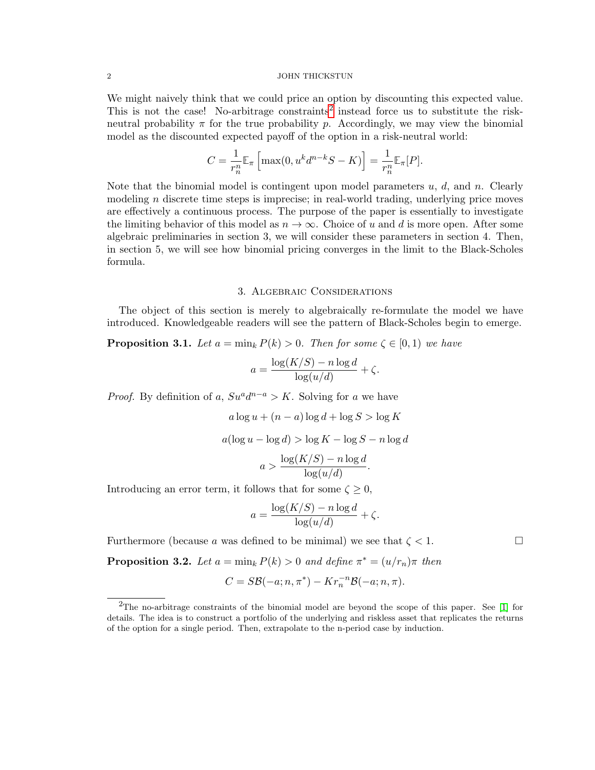We might naively think that we could price an option by discounting this expected value. This is not the case! No-arbitrage constraints[2] instead force us to substitute the risk-neutral probability $\pi$ for the true probability $p$. Accordingly, we may view the binomial model as the discounted expected payoff of the option in a risk-neutral world:

$$C = \frac{1}{r_n^n}\mathbb{E}_\pi\left[\max(0, u^k d^{n-k} S - K)\right] = \frac{1}{r_n^n}\mathbb{E}_\pi[P].$$

Note that the binomial model is contingent upon model parameters $u$, $d$, and $n$. Clearly modeling $n$ discrete time steps is imprecise; in real-world trading, underlying price moves are effectively a continuous process. The purpose of the paper is essentially to investigate the limiting behavior of this model as $n \to \infty$. Choice of $u$ and $d$ is more open. After some algebraic preliminaries in section 3, we will consider these parameters in section 4. Then, in section 5, we will see how binomial pricing converges in the limit to the Black-Scholes formula.

## 3. Algebraic Considerations

The object of this section is merely to algebraically re-formulate the model we have introduced. Knowledgeable readers will see the pattern of Black-Scholes begin to emerge.

**Proposition 3.1.** *Let $a = \min_k P(k) > 0$. Then for some $\zeta \in [0, 1)$ we have*

$$a = \frac{\log(K/S) - n\log d}{\log(u/d)} + \zeta.$$

*Proof.* By definition of $a$, $Su^a d^{n-a} > K$. Solving for $a$ we have

$$a\log u + (n-a)\log d + \log S > \log K$$

$$a(\log u - \log d) > \log K - \log S - n\log d$$

$$a > \frac{\log(K/S) - n\log d}{\log(u/d)}.$$

Introducing an error term, it follows that for some $\zeta \geq 0$,

$$a = \frac{\log(K/S) - n\log d}{\log(u/d)} + \zeta.$$

Furthermore (because $a$ was defined to be minimal) we see that $\zeta < 1$. □

**Proposition 3.2.** *Let $a = \min_k P(k) > 0$ and define $\pi^* = (u/r_n)\pi$ then*

$$C = S\mathcal{B}(-a; n, \pi^*) - Kr_n^{-n}\mathcal{B}(-a; n, \pi).$$

[2]The no-arbitrage constraints of the binomial model are beyond the scope of this paper. See [1] for details. The idea is to construct a portfolio of the underlying and riskless asset that replicates the returns of the option for a single period. Then, extrapolate to the n-period case by induction.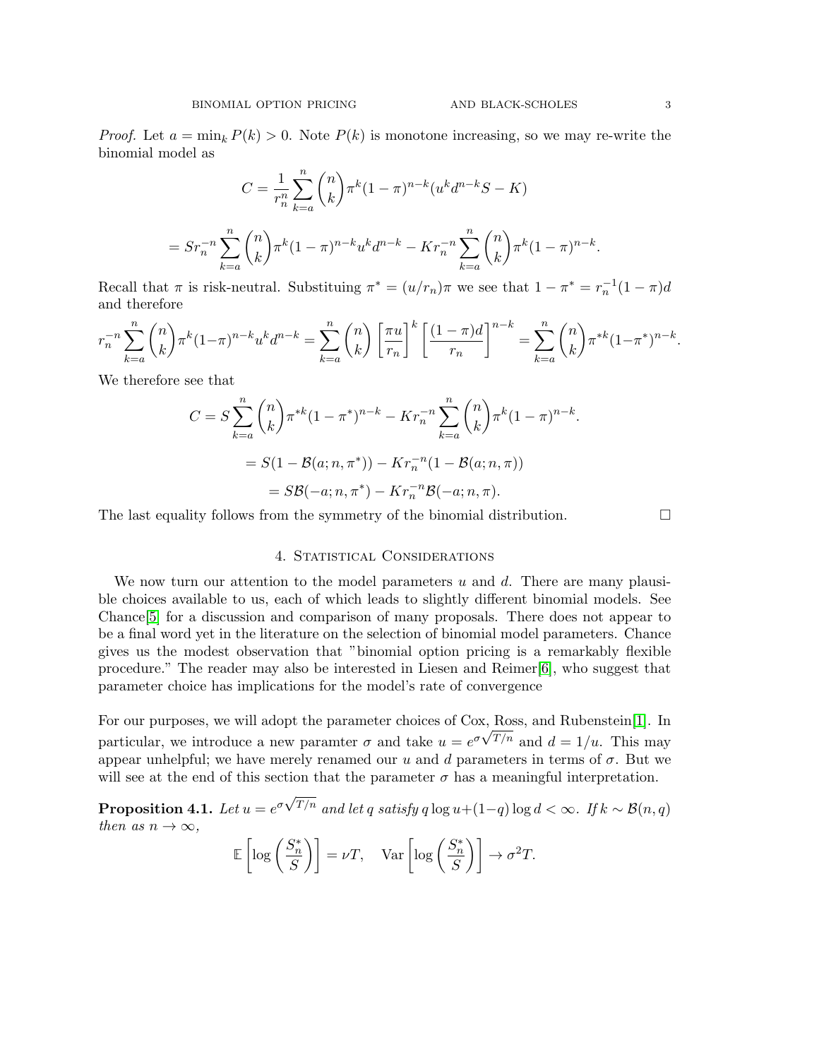*Proof.* Let $a = \min_k P(k) > 0$. Note $P(k)$ is monotone increasing, so we may re-write the binomial model as

$$C = \frac{1}{r_n^n} \sum_{k=a}^{n} \binom{n}{k} \pi^k (1-\pi)^{n-k} (u^k d^{n-k} S - K)$$

$$= S r_n^{-n} \sum_{k=a}^{n} \binom{n}{k} \pi^k (1-\pi)^{n-k} u^k d^{n-k} - K r_n^{-n} \sum_{k=a}^{n} \binom{n}{k} \pi^k (1-\pi)^{n-k}.$$

Recall that $\pi$ is risk-neutral. Substituing $\pi^* = (u/r_n)\pi$ we see that $1 - \pi^* = r_n^{-1}(1-\pi)d$ and therefore

$$r_n^{-n} \sum_{k=a}^{n} \binom{n}{k} \pi^k (1-\pi)^{n-k} u^k d^{n-k} = \sum_{k=a}^{n} \binom{n}{k} \left[\frac{\pi u}{r_n}\right]^k \left[\frac{(1-\pi)d}{r_n}\right]^{n-k} = \sum_{k=a}^{n} \binom{n}{k} \pi^{*k} (1-\pi^*)^{n-k}.$$

We therefore see that

$$C = S \sum_{k=a}^{n} \binom{n}{k} \pi^{*k} (1-\pi^*)^{n-k} - K r_n^{-n} \sum_{k=a}^{n} \binom{n}{k} \pi^k (1-\pi)^{n-k}.$$

$$= S(1 - \mathcal{B}(a; n, \pi^*)) - K r_n^{-n} (1 - \mathcal{B}(a; n, \pi))$$

$$= S\mathcal{B}(-a; n, \pi^*) - K r_n^{-n} \mathcal{B}(-a; n, \pi).$$

The last equality follows from the symmetry of the binomial distribution. □

## 4. Statistical Considerations

We now turn our attention to the model parameters $u$ and $d$. There are many plausible choices available to us, each of which leads to slightly different binomial models. See Chance[5] for a discussion and comparison of many proposals. There does not appear to be a final word yet in the literature on the selection of binomial model parameters. Chance gives us the modest observation that "binomial option pricing is a remarkably flexible procedure." The reader may also be interested in Liesen and Reimer[6], who suggest that parameter choice has implications for the model's rate of convergence

For our purposes, we will adopt the parameter choices of Cox, Ross, and Rubenstein[1]. In particular, we introduce a new paramter $\sigma$ and take $u = e^{\sigma\sqrt{T/n}}$ and $d = 1/u$. This may appear unhelpful; we have merely renamed our $u$ and $d$ parameters in terms of $\sigma$. But we will see at the end of this section that the parameter $\sigma$ has a meaningful interpretation.

**Proposition 4.1.** *Let $u = e^{\sigma\sqrt{T/n}}$ and let $q$ satisfy $q \log u + (1-q) \log d < \infty$. If $k \sim \mathcal{B}(n, q)$ then as $n \to \infty$,*

$$\mathbb{E}\left[\log\left(\frac{S_n^*}{S}\right)\right] = \nu T, \quad \mathrm{Var}\left[\log\left(\frac{S_n^*}{S}\right)\right] \to \sigma^2 T.$$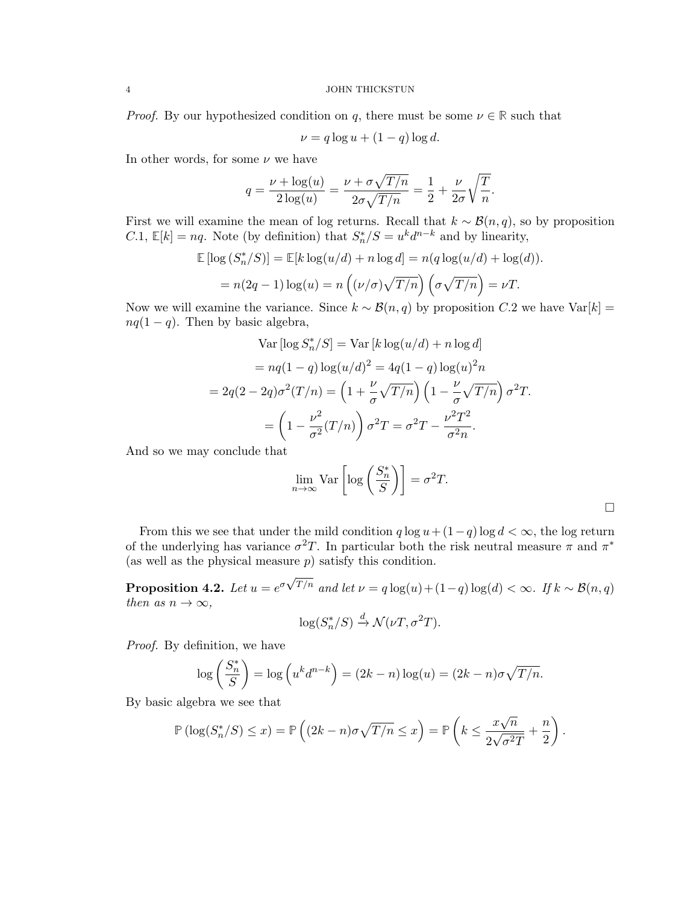*Proof.* By our hypothesized condition on $q$, there must be some $\nu \in \mathbb{R}$ such that

$$\nu = q \log u + (1-q)\log d.$$

In other words, for some $\nu$ we have

$$q = \frac{\nu + \log(u)}{2\log(u)} = \frac{\nu + \sigma\sqrt{T/n}}{2\sigma\sqrt{T/n}} = \frac{1}{2} + \frac{\nu}{2\sigma}\sqrt{\frac{T}{n}}.$$

First we will examine the mean of log returns. Recall that $k \sim \mathcal{B}(n, q)$, so by proposition $C.1$, $\mathbb{E}[k] = nq$. Note (by definition) that $S_n^*/S = u^k d^{n-k}$ and by linearity,

$$\mathbb{E}\left[\log\left(S_n^*/S\right)\right] = \mathbb{E}[k\log(u/d) + n\log d] = n(q\log(u/d) + \log(d)).$$

$$= n(2q-1)\log(u) = n\left((\nu/\sigma)\sqrt{T/n}\right)\left(\sigma\sqrt{T/n}\right) = \nu T.$$

Now we will examine the variance. Since $k \sim \mathcal{B}(n,q)$ by proposition $C.2$ we have $\mathrm{Var}[k] = nq(1-q)$. Then by basic algebra,

$$\mathrm{Var}\left[\log S_n^*/S\right] = \mathrm{Var}\left[k\log(u/d) + n\log d\right]$$

$$= nq(1-q)\log(u/d)^2 = 4q(1-q)\log(u)^2 n$$

$$= 2q(2-2q)\sigma^2(T/n) = \left(1 + \frac{\nu}{\sigma}\sqrt{T/n}\right)\left(1 - \frac{\nu}{\sigma}\sqrt{T/n}\right)\sigma^2 T.$$

$$= \left(1 - \frac{\nu^2}{\sigma^2}(T/n)\right)\sigma^2 T = \sigma^2 T - \frac{\nu^2 T^2}{\sigma^2 n}.$$

And so we may conclude that

$$\lim_{n\to\infty} \mathrm{Var}\left[\log\left(\frac{S_n^*}{S}\right)\right] = \sigma^2 T.$$

□

From this we see that under the mild condition $q\log u + (1-q)\log d < \infty$, the log return of the underlying has variance $\sigma^2 T$. In particular both the risk neutral measure $\pi$ and $\pi^*$ (as well as the physical measure $p$) satisfy this condition.

**Proposition 4.2.** *Let $u = e^{\sigma\sqrt{T/n}}$ and let $\nu = q\log(u) + (1-q)\log(d) < \infty$. If $k \sim \mathcal{B}(n,q)$ then as $n \to \infty$,*

$$\log(S_n^*/S) \xrightarrow{d} \mathcal{N}(\nu T, \sigma^2 T).$$

*Proof.* By definition, we have

$$\log\left(\frac{S_n^*}{S}\right) = \log\left(u^k d^{n-k}\right) = (2k-n)\log(u) = (2k-n)\sigma\sqrt{T/n}.$$

By basic algebra we see that

$$\mathbb{P}\left(\log(S_n^*/S) \le x\right) = \mathbb{P}\left((2k-n)\sigma\sqrt{T/n} \le x\right) = \mathbb{P}\left(k \le \frac{x\sqrt{n}}{2\sqrt{\sigma^2 T}} + \frac{n}{2}\right).$$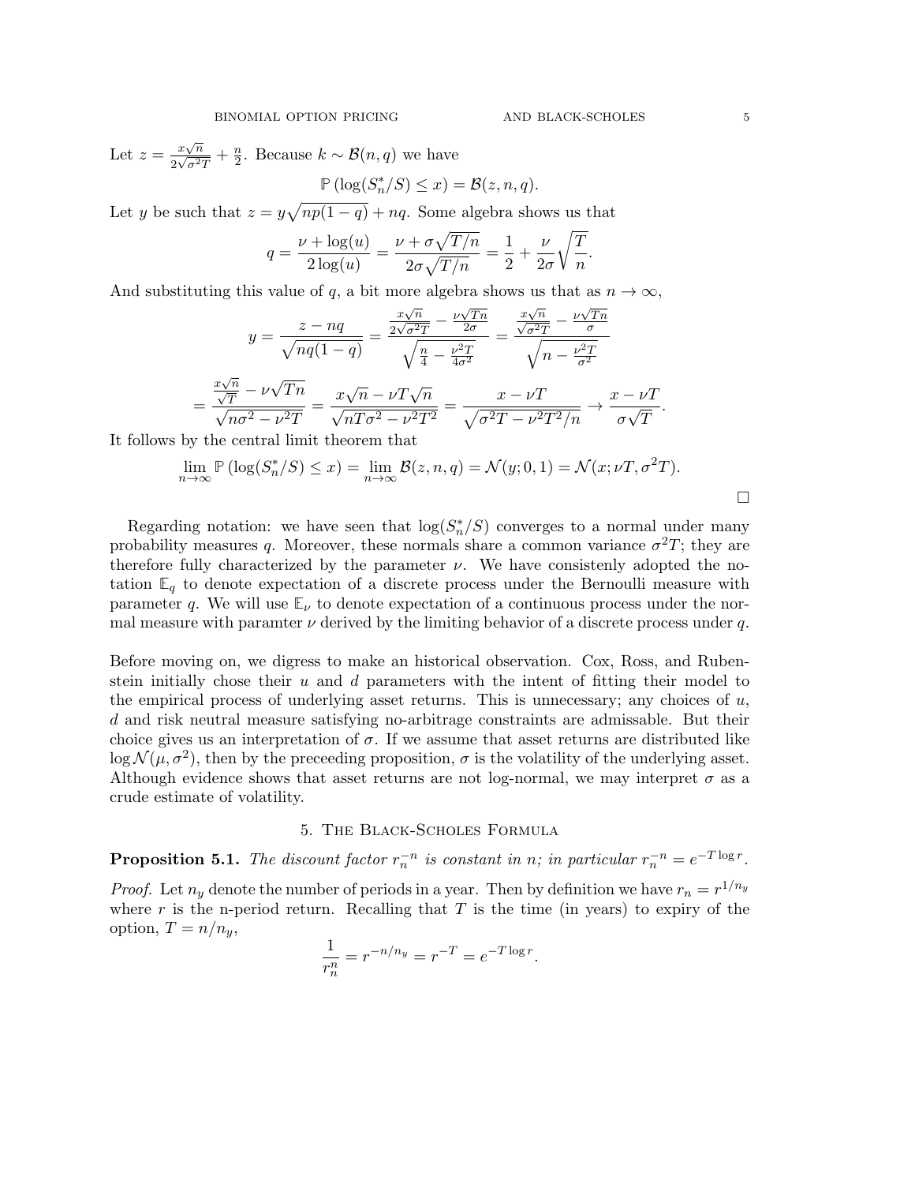Let $z = \frac{x\sqrt{n}}{2\sqrt{\sigma^2 T}} + \frac{n}{2}$. Because $k \sim \mathcal{B}(n, q)$ we have

$$\mathbb{P}\left(\log(S_n^*/S) \leq x\right) = \mathcal{B}(z, n, q).$$

Let $y$ be such that $z = y\sqrt{np(1-q)} + nq$. Some algebra shows us that

$$q = \frac{\nu + \log(u)}{2\log(u)} = \frac{\nu + \sigma\sqrt{T/n}}{2\sigma\sqrt{T/n}} = \frac{1}{2} + \frac{\nu}{2\sigma}\sqrt{\frac{T}{n}}.$$

And substituting this value of $q$, a bit more algebra shows us that as $n \to \infty$,

$$y = \frac{z - nq}{\sqrt{nq(1-q)}} = \frac{\frac{x\sqrt{n}}{2\sqrt{\sigma^2 T}} - \frac{\nu\sqrt{Tn}}{2\sigma}}{\sqrt{\frac{n}{4} - \frac{\nu^2 T}{4\sigma^2}}} = \frac{\frac{x\sqrt{n}}{\sqrt{\sigma^2 T}} - \frac{\nu\sqrt{Tn}}{\sigma}}{\sqrt{n - \frac{\nu^2 T}{\sigma^2}}}$$

$$= \frac{\frac{x\sqrt{n}}{\sqrt{T}} - \nu\sqrt{Tn}}{\sqrt{n\sigma^2 - \nu^2 T}} = \frac{x\sqrt{n} - \nu T\sqrt{n}}{\sqrt{nT\sigma^2 - \nu^2 T^2}} = \frac{x - \nu T}{\sqrt{\sigma^2 T - \nu^2 T^2/n}} \to \frac{x - \nu T}{\sigma\sqrt{T}}.$$

It follows by the central limit theorem that

$$\lim_{n\to\infty} \mathbb{P}\left(\log(S_n^*/S) \leq x\right) = \lim_{n\to\infty} \mathcal{B}(z, n, q) = \mathcal{N}(y; 0, 1) = \mathcal{N}(x; \nu T, \sigma^2 T).$$

$\square$

Regarding notation: we have seen that $\log(S_n^*/S)$ converges to a normal under many probability measures $q$. Moreover, these normals share a common variance $\sigma^2 T$; they are therefore fully characterized by the parameter $\nu$. We have consistenly adopted the notation $\mathbb{E}_q$ to denote expectation of a discrete process under the Bernoulli measure with parameter $q$. We will use $\mathbb{E}_\nu$ to denote expectation of a continuous process under the normal measure with paramter $\nu$ derived by the limiting behavior of a discrete process under $q$.

Before moving on, we digress to make an historical observation. Cox, Ross, and Rubenstein initially chose their $u$ and $d$ parameters with the intent of fitting their model to the empirical process of underlying asset returns. This is unnecessary; any choices of $u$, $d$ and risk neutral measure satisfying no-arbitrage constraints are admissable. But their choice gives us an interpretation of $\sigma$. If we assume that asset returns are distributed like $\log\mathcal{N}(\mu, \sigma^2)$, then by the preceeding proposition, $\sigma$ is the volatility of the underlying asset. Although evidence shows that asset returns are not log-normal, we may interpret $\sigma$ as a crude estimate of volatility.

## 5. The Black-Scholes Formula

**Proposition 5.1.** *The discount factor $r_n^{-n}$ is constant in $n$; in particular $r_n^{-n} = e^{-T\log r}$.*

*Proof.* Let $n_y$ denote the number of periods in a year. Then by definition we have $r_n = r^{1/n_y}$ where $r$ is the n-period return. Recalling that $T$ is the time (in years) to expiry of the option, $T = n/n_y$,

$$\frac{1}{r_n^n} = r^{-n/n_y} = r^{-T} = e^{-T\log r}.$$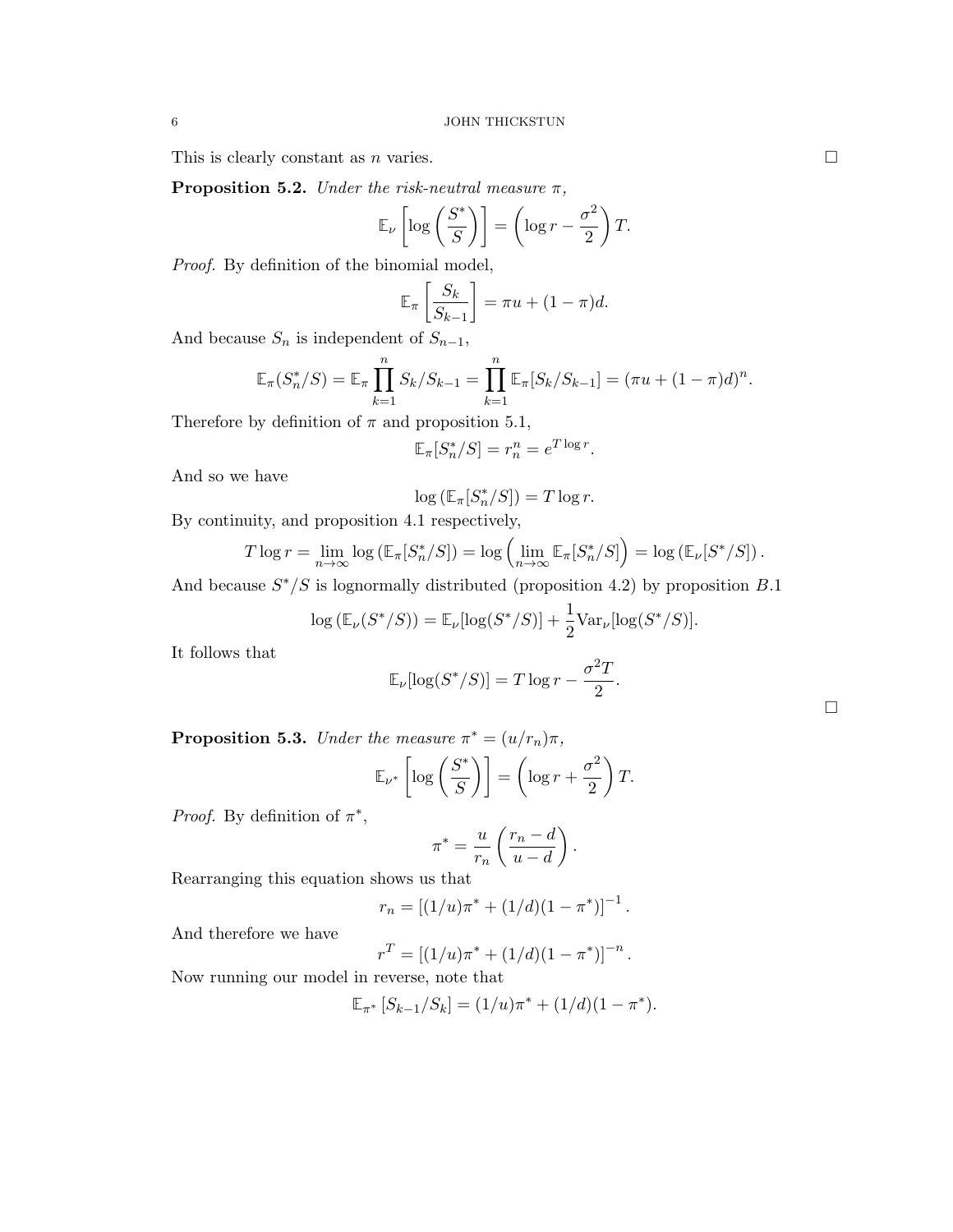This is clearly constant as $n$ varies. □

**Proposition 5.2.** *Under the risk-neutral measure $\pi$,*

$$\mathbb{E}_\nu \left[ \log \left( \frac{S^*}{S} \right) \right] = \left( \log r - \frac{\sigma^2}{2} \right) T.$$

*Proof.* By definition of the binomial model,

$$\mathbb{E}_\pi \left[ \frac{S_k}{S_{k-1}} \right] = \pi u + (1 - \pi) d.$$

And because $S_n$ is independent of $S_{n-1}$,

$$\mathbb{E}_\pi (S_n^*/S) = \mathbb{E}_\pi \prod_{k=1}^{n} S_k/S_{k-1} = \prod_{k=1}^{n} \mathbb{E}_\pi [S_k/S_{k-1}] = (\pi u + (1 - \pi) d)^n.$$

Therefore by definition of $\pi$ and proposition 5.1,

$$\mathbb{E}_\pi [S_n^*/S] = r_n^n = e^{T \log r}.$$

And so we have

$$\log \left( \mathbb{E}_\pi [S_n^*/S] \right) = T \log r.$$

By continuity, and proposition 4.1 respectively,

$$T \log r = \lim_{n \to \infty} \log \left( \mathbb{E}_\pi [S_n^*/S] \right) = \log \left( \lim_{n \to \infty} \mathbb{E}_\pi [S_n^*/S] \right) = \log \left( \mathbb{E}_\nu [S^*/S] \right).$$

And because $S^*/S$ is lognormally distributed (proposition 4.2) by proposition $B.1$

$$\log \left( \mathbb{E}_\nu (S^*/S) \right) = \mathbb{E}_\nu [\log(S^*/S)] + \frac{1}{2} \text{Var}_\nu [\log(S^*/S)].$$

It follows that

$$\mathbb{E}_\nu [\log(S^*/S)] = T \log r - \frac{\sigma^2 T}{2}.$$

□

**Proposition 5.3.** *Under the measure $\pi^* = (u/r_n)\pi$,*

$$\mathbb{E}_{\nu^*} \left[ \log \left( \frac{S^*}{S} \right) \right] = \left( \log r + \frac{\sigma^2}{2} \right) T.$$

*Proof.* By definition of $\pi^*$,

$$\pi^* = \frac{u}{r_n} \left( \frac{r_n - d}{u - d} \right).$$

Rearranging this equation shows us that

$$r_n = \left[ (1/u) \pi^* + (1/d)(1 - \pi^*) \right]^{-1}.$$

And therefore we have

$$r^T = \left[ (1/u) \pi^* + (1/d)(1 - \pi^*) \right]^{-n}.$$

Now running our model in reverse, note that

$$\mathbb{E}_{\pi^*} \left[ S_{k-1}/S_k \right] = (1/u) \pi^* + (1/d)(1 - \pi^*).$$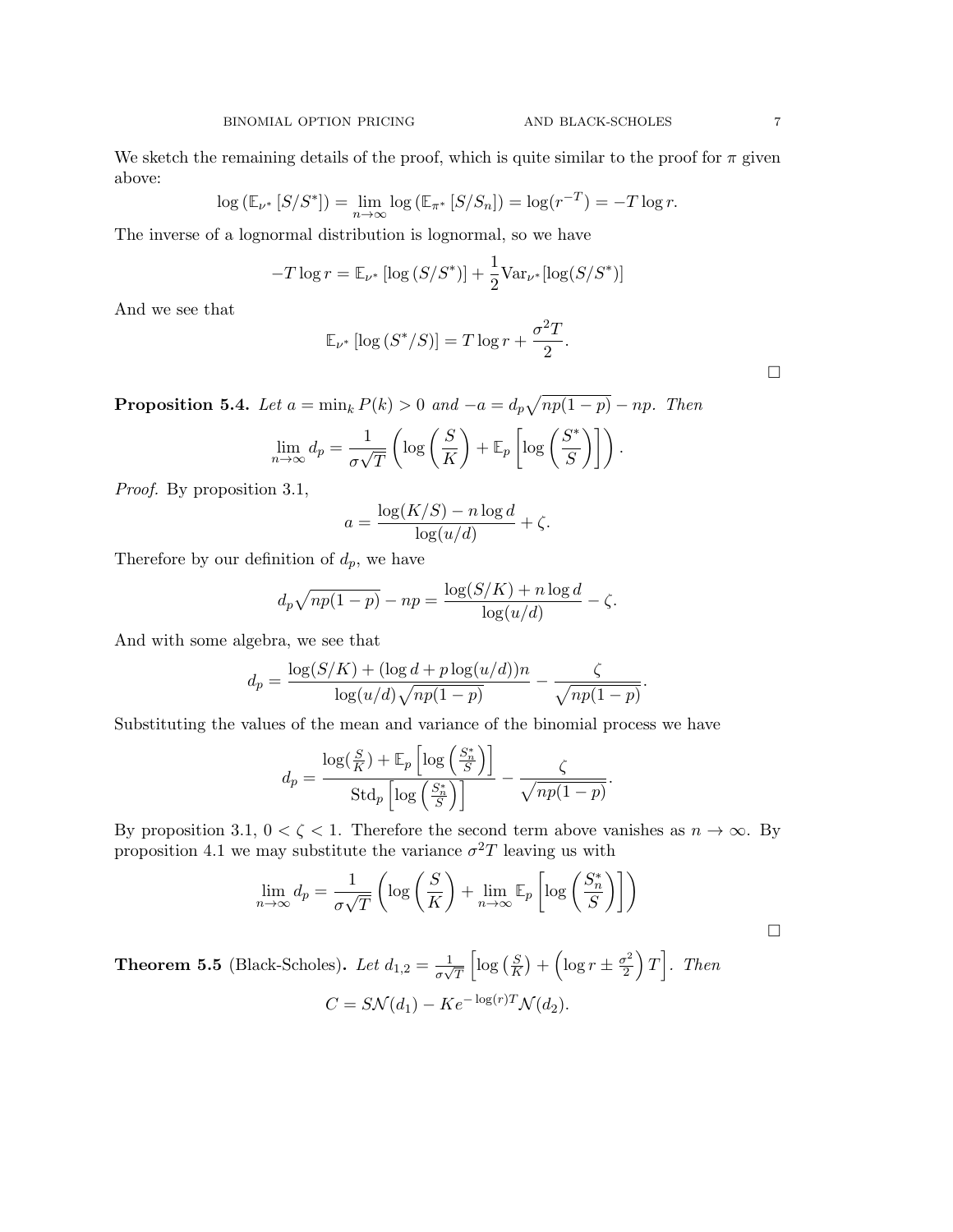We sketch the remaining details of the proof, which is quite similar to the proof for $\pi$ given above:

$$\log\left(\mathbb{E}_{\nu^*}\left[S/S^*\right]\right) = \lim_{n\to\infty} \log\left(\mathbb{E}_{\pi^*}\left[S/S_n\right]\right) = \log(r^{-T}) = -T\log r.$$

The inverse of a lognormal distribution is lognormal, so we have

$$-T\log r = \mathbb{E}_{\nu^*}\left[\log\left(S/S^*\right)\right] + \frac{1}{2}\mathrm{Var}_{\nu^*}[\log(S/S^*)]$$

And we see that

$$\mathbb{E}_{\nu^*}\left[\log\left(S^*/S\right)\right] = T\log r + \frac{\sigma^2 T}{2}.$$

□

**Proposition 5.4.** *Let $a = \min_k P(k) > 0$ and $-a = d_p\sqrt{np(1-p)} - np$. Then*

$$\lim_{n\to\infty} d_p = \frac{1}{\sigma\sqrt{T}}\left(\log\left(\frac{S}{K}\right) + \mathbb{E}_p\left[\log\left(\frac{S^*}{S}\right)\right]\right).$$

*Proof.* By proposition 3.1,

$$a = \frac{\log(K/S) - n\log d}{\log(u/d)} + \zeta.$$

Therefore by our definition of $d_p$, we have

$$d_p\sqrt{np(1-p)} - np = \frac{\log(S/K) + n\log d}{\log(u/d)} - \zeta.$$

And with some algebra, we see that

$$d_p = \frac{\log(S/K) + (\log d + p\log(u/d))n}{\log(u/d)\sqrt{np(1-p)}} - \frac{\zeta}{\sqrt{np(1-p)}}.$$

Substituting the values of the mean and variance of the binomial process we have

$$d_p = \frac{\log(\frac{S}{K}) + \mathbb{E}_p\left[\log\left(\frac{S_n^*}{S}\right)\right]}{\mathrm{Std}_p\left[\log\left(\frac{S_n^*}{S}\right)\right]} - \frac{\zeta}{\sqrt{np(1-p)}}.$$

By proposition 3.1, $0 < \zeta < 1$. Therefore the second term above vanishes as $n \to \infty$. By proposition 4.1 we may substitute the variance $\sigma^2 T$ leaving us with

$$\lim_{n\to\infty} d_p = \frac{1}{\sigma\sqrt{T}}\left(\log\left(\frac{S}{K}\right) + \lim_{n\to\infty}\mathbb{E}_p\left[\log\left(\frac{S_n^*}{S}\right)\right]\right)$$

□

**Theorem 5.5** (Black-Scholes)**.** *Let $d_{1,2} = \frac{1}{\sigma\sqrt{T}}\left[\log\left(\frac{S}{K}\right) + \left(\log r \pm \frac{\sigma^2}{2}\right)T\right]$. Then*

$$C = S\mathcal{N}(d_1) - Ke^{-\log(r)T}\mathcal{N}(d_2).$$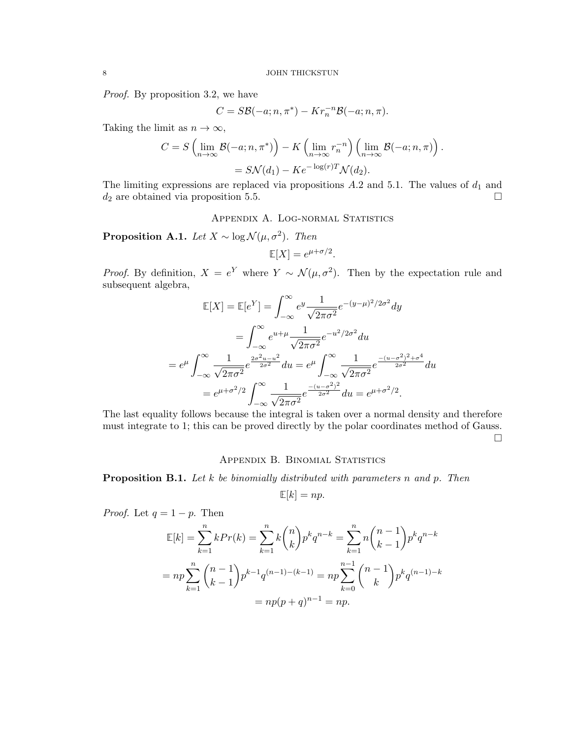*Proof.* By proposition 3.2, we have

$$C = S\mathcal{B}(-a; n, \pi^*) - Kr_n^{-n}\mathcal{B}(-a; n, \pi).$$

Taking the limit as $n \to \infty$,

$$C = S\left(\lim_{n\to\infty} \mathcal{B}(-a; n, \pi^*)\right) - K\left(\lim_{n\to\infty} r_n^{-n}\right)\left(\lim_{n\to\infty} \mathcal{B}(-a; n, \pi)\right).$$

$$= S\mathcal{N}(d_1) - Ke^{-\log(r)T}\mathcal{N}(d_2).$$

The limiting expressions are replaced via propositions $A.2$ and 5.1. The values of $d_1$ and $d_2$ are obtained via proposition 5.5. □

## Appendix A. Log-normal Statistics

**Proposition A.1.** *Let $X \sim \log\mathcal{N}(\mu, \sigma^2)$. Then*

$$\mathbb{E}[X] = e^{\mu+\sigma/2}.$$

*Proof.* By definition, $X = e^Y$ where $Y \sim \mathcal{N}(\mu, \sigma^2)$. Then by the expectation rule and subsequent algebra,

$$\mathbb{E}[X] = \mathbb{E}[e^Y] = \int_{-\infty}^{\infty} e^y \frac{1}{\sqrt{2\pi\sigma^2}} e^{-(y-\mu)^2/2\sigma^2} dy$$

$$= \int_{-\infty}^{\infty} e^{u+\mu} \frac{1}{\sqrt{2\pi\sigma^2}} e^{-u^2/2\sigma^2} du$$

$$= e^{\mu} \int_{-\infty}^{\infty} \frac{1}{\sqrt{2\pi\sigma^2}} e^{\frac{2\sigma^2 u - u^2}{2\sigma^2}} du = e^{\mu} \int_{-\infty}^{\infty} \frac{1}{\sqrt{2\pi\sigma^2}} e^{\frac{-(u-\sigma^2)^2+\sigma^4}{2\sigma^2}} du$$

$$= e^{\mu+\sigma^2/2} \int_{-\infty}^{\infty} \frac{1}{\sqrt{2\pi\sigma^2}} e^{\frac{-(u-\sigma^2)^2}{2\sigma^2}} du = e^{\mu+\sigma^2/2}.$$

The last equality follows because the integral is taken over a normal density and therefore must integrate to 1; this can be proved directly by the polar coordinates method of Gauss. □

## Appendix B. Binomial Statistics

**Proposition B.1.** *Let $k$ be binomially distributed with parameters $n$ and $p$. Then*

$$\mathbb{E}[k] = np.$$

*Proof.* Let $q = 1 - p$. Then

$$\mathbb{E}[k] = \sum_{k=1}^{n} kPr(k) = \sum_{k=1}^{n} k\binom{n}{k} p^k q^{n-k} = \sum_{k=1}^{n} n\binom{n-1}{k-1} p^k q^{n-k}$$

$$= np\sum_{k=1}^{n} \binom{n-1}{k-1} p^{k-1} q^{(n-1)-(k-1)} = np\sum_{k=0}^{n-1} \binom{n-1}{k} p^k q^{(n-1)-k}$$

$$= np(p+q)^{n-1} = np.$$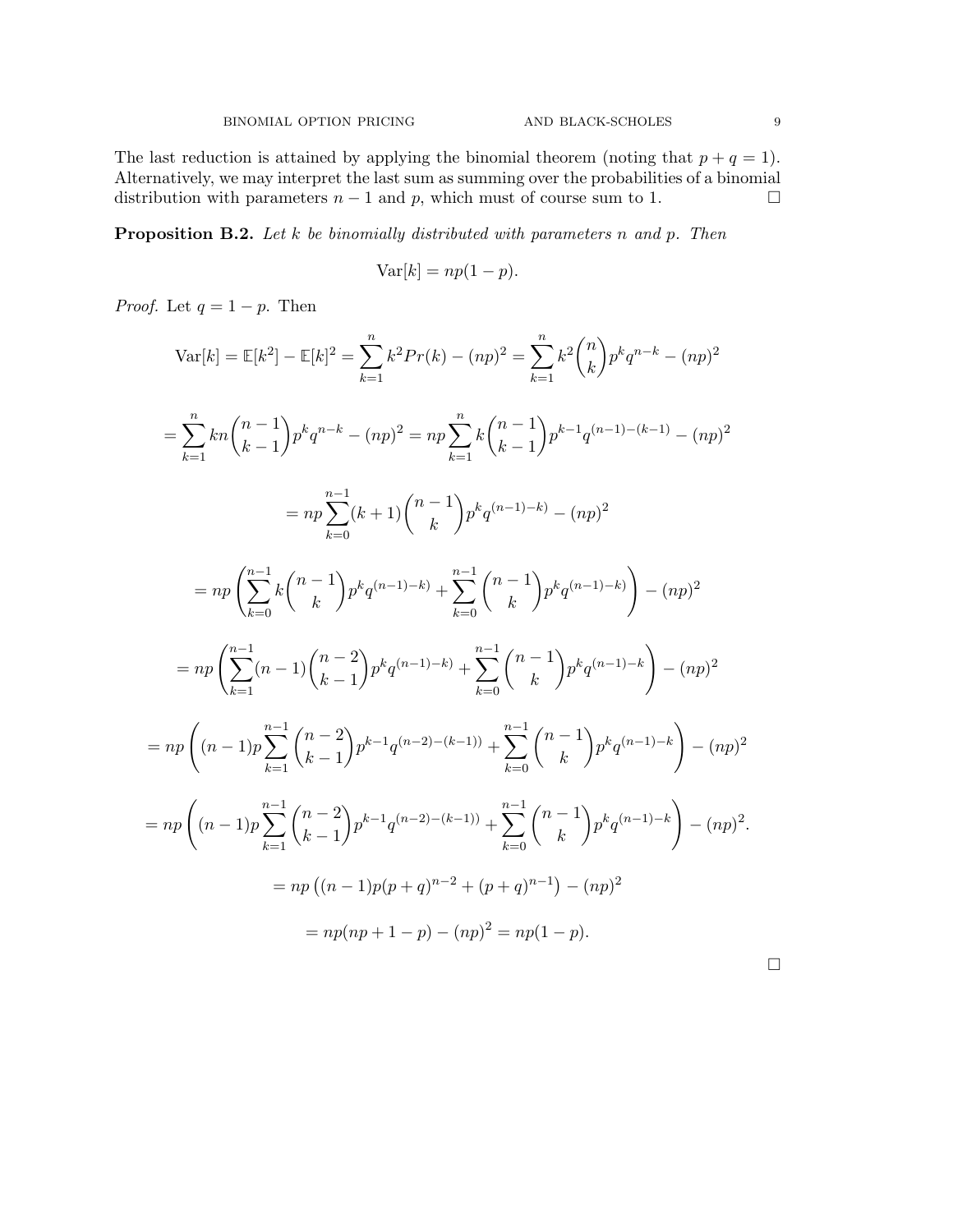The last reduction is attained by applying the binomial theorem (noting that $p + q = 1$). Alternatively, we may interpret the last sum as summing over the probabilities of a binomial distribution with parameters $n - 1$ and $p$, which must of course sum to 1. □

**Proposition B.2.** *Let $k$ be binomially distributed with parameters $n$ and $p$. Then*

$$\text{Var}[k] = np(1-p).$$

*Proof.* Let $q = 1 - p$. Then

$$\text{Var}[k] = \mathbb{E}[k^2] - \mathbb{E}[k]^2 = \sum_{k=1}^{n} k^2 Pr(k) - (np)^2 = \sum_{k=1}^{n} k^2 \binom{n}{k} p^k q^{n-k} - (np)^2$$

$$= \sum_{k=1}^{n} kn \binom{n-1}{k-1} p^k q^{n-k} - (np)^2 = np \sum_{k=1}^{n} k \binom{n-1}{k-1} p^{k-1} q^{(n-1)-(k-1)} - (np)^2$$

$$= np \sum_{k=0}^{n-1} (k+1) \binom{n-1}{k} p^k q^{(n-1)-k)} - (np)^2$$

$$= np \left( \sum_{k=0}^{n-1} k \binom{n-1}{k} p^k q^{(n-1)-k)} + \sum_{k=0}^{n-1} \binom{n-1}{k} p^k q^{(n-1)-k)} \right) - (np)^2$$

$$= np \left( \sum_{k=1}^{n-1} (n-1) \binom{n-2}{k-1} p^k q^{(n-1)-k)} + \sum_{k=0}^{n-1} \binom{n-1}{k} p^k q^{(n-1)-k} \right) - (np)^2$$

$$= np \left( (n-1)p \sum_{k=1}^{n-1} \binom{n-2}{k-1} p^{k-1} q^{(n-2)-(k-1))} + \sum_{k=0}^{n-1} \binom{n-1}{k} p^k q^{(n-1)-k} \right) - (np)^2$$

$$= np \left( (n-1)p \sum_{k=1}^{n-1} \binom{n-2}{k-1} p^{k-1} q^{(n-2)-(k-1))} + \sum_{k=0}^{n-1} \binom{n-1}{k} p^k q^{(n-1)-k} \right) - (np)^2.$$

$$= np \left( (n-1)p(p+q)^{n-2} + (p+q)^{n-1} \right) - (np)^2$$

$$= np(np + 1 - p) - (np)^2 = np(1-p).$$

□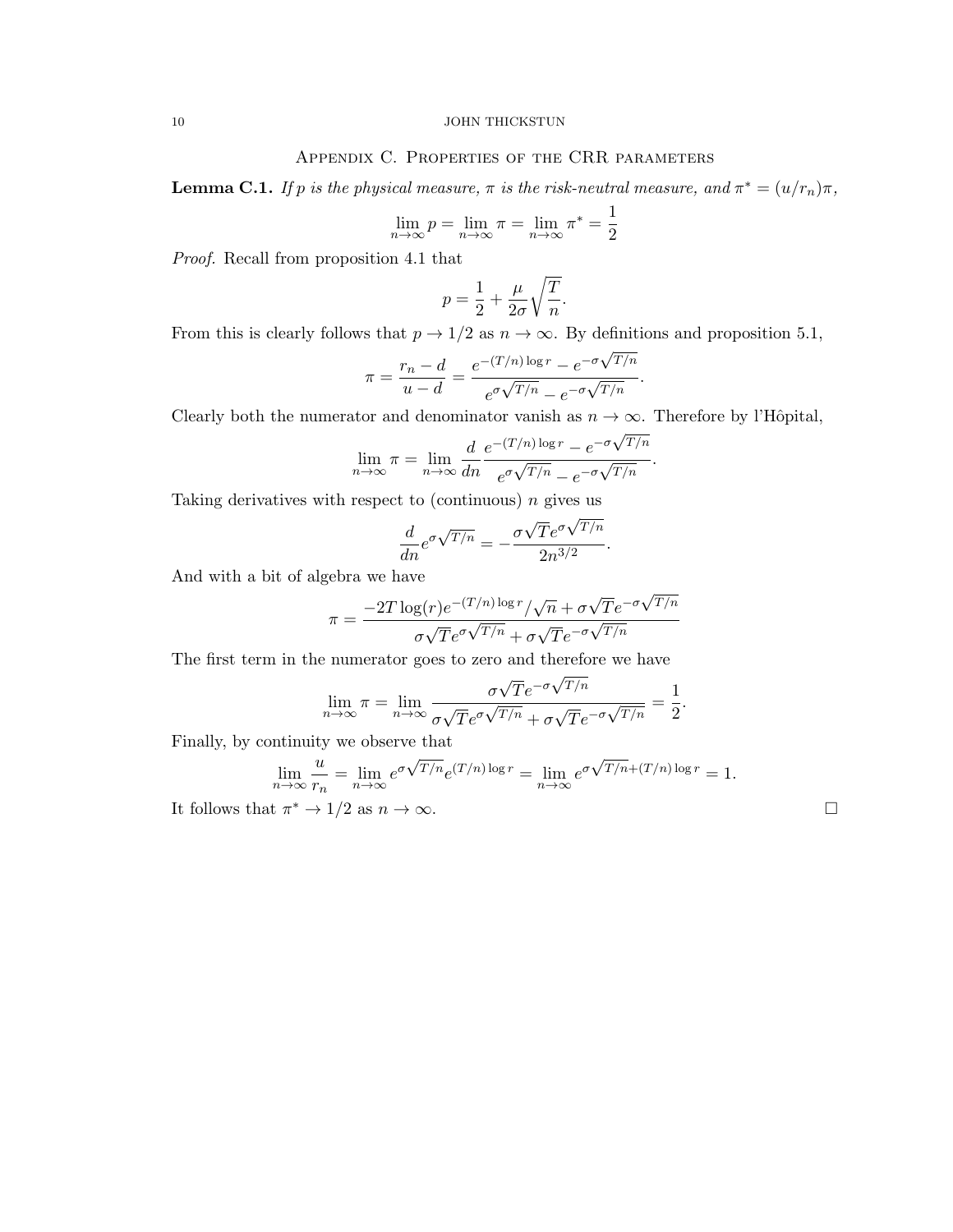## Appendix C. Properties of the CRR parameters

**Lemma C.1.** *If $p$ is the physical measure, $\pi$ is the risk-neutral measure, and $\pi^* = (u/r_n)\pi$,*

$$\lim_{n\to\infty} p = \lim_{n\to\infty} \pi = \lim_{n\to\infty} \pi^* = \frac{1}{2}$$

*Proof.* Recall from proposition 4.1 that

$$p = \frac{1}{2} + \frac{\mu}{2\sigma}\sqrt{\frac{T}{n}}.$$

From this is clearly follows that $p \to 1/2$ as $n \to \infty$. By definitions and proposition 5.1,

$$\pi = \frac{r_n - d}{u - d} = \frac{e^{-(T/n)\log r} - e^{-\sigma\sqrt{T/n}}}{e^{\sigma\sqrt{T/n}} - e^{-\sigma\sqrt{T/n}}}.$$

Clearly both the numerator and denominator vanish as $n \to \infty$. Therefore by l'Hôpital,

$$\lim_{n\to\infty} \pi = \lim_{n\to\infty} \frac{d}{dn} \frac{e^{-(T/n)\log r} - e^{-\sigma\sqrt{T/n}}}{e^{\sigma\sqrt{T/n}} - e^{-\sigma\sqrt{T/n}}}.$$

Taking derivatives with respect to (continuous) $n$ gives us

$$\frac{d}{dn} e^{\sigma\sqrt{T/n}} = -\frac{\sigma\sqrt{T}e^{\sigma\sqrt{T/n}}}{2n^{3/2}}.$$

And with a bit of algebra we have

$$\pi = \frac{-2T\log(r)e^{-(T/n)\log r}/\sqrt{n} + \sigma\sqrt{T}e^{-\sigma\sqrt{T/n}}}{\sigma\sqrt{T}e^{\sigma\sqrt{T/n}} + \sigma\sqrt{T}e^{-\sigma\sqrt{T/n}}}$$

The first term in the numerator goes to zero and therefore we have

$$\lim_{n\to\infty} \pi = \lim_{n\to\infty} \frac{\sigma\sqrt{T}e^{-\sigma\sqrt{T/n}}}{\sigma\sqrt{T}e^{\sigma\sqrt{T/n}} + \sigma\sqrt{T}e^{-\sigma\sqrt{T/n}}} = \frac{1}{2}.$$

Finally, by continuity we observe that

$$\lim_{n\to\infty} \frac{u}{r_n} = \lim_{n\to\infty} e^{\sigma\sqrt{T/n}} e^{(T/n)\log r} = \lim_{n\to\infty} e^{\sigma\sqrt{T/n} + (T/n)\log r} = 1.$$

It follows that $\pi^* \to 1/2$ as $n \to \infty$. □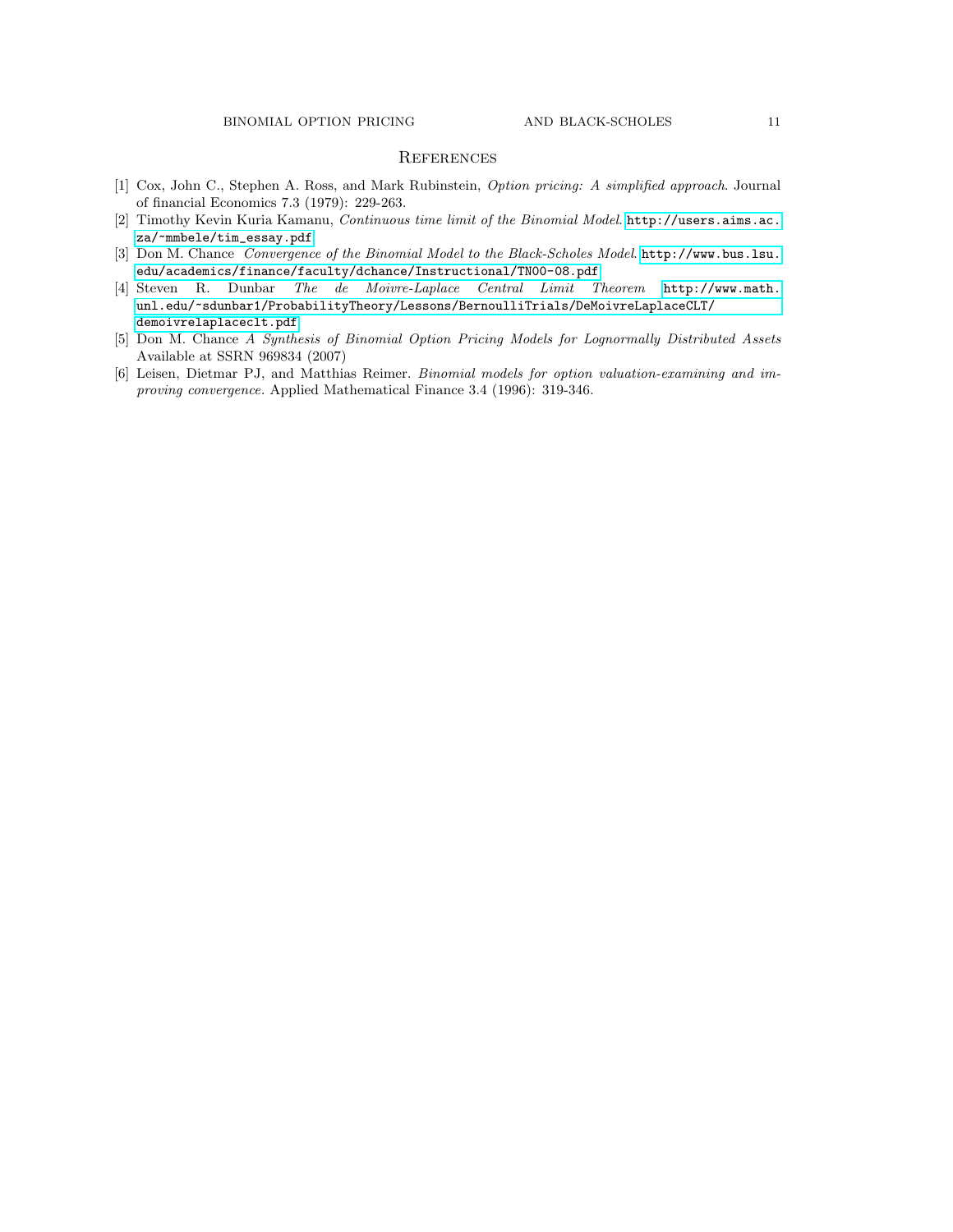## References

[1] Cox, John C., Stephen A. Ross, and Mark Rubinstein, *Option pricing: A simplified approach*. Journal of financial Economics 7.3 (1979): 229-263.

[2] Timothy Kevin Kuria Kamanu, *Continuous time limit of the Binomial Model*. http://users.aims.ac.za/~mmbele/tim_essay.pdf

[3] Don M. Chance *Convergence of the Binomial Model to the Black-Scholes Model*. http://www.bus.lsu.edu/academics/finance/faculty/dchance/Instructional/TN00-08.pdf

[4] Steven R. Dunbar *The de Moivre-Laplace Central Limit Theorem* http://www.math.unl.edu/~sdunbar1/ProbabilityTheory/Lessons/BernoulliTrials/DeMoivreLaplaceCLT/demoivrelaplaceclt.pdf

[5] Don M. Chance *A Synthesis of Binomial Option Pricing Models for Lognormally Distributed Assets* Available at SSRN 969834 (2007)

[6] Leisen, Dietmar PJ, and Matthias Reimer. *Binomial models for option valuation-examining and improving convergence.* Applied Mathematical Finance 3.4 (1996): 319-346.